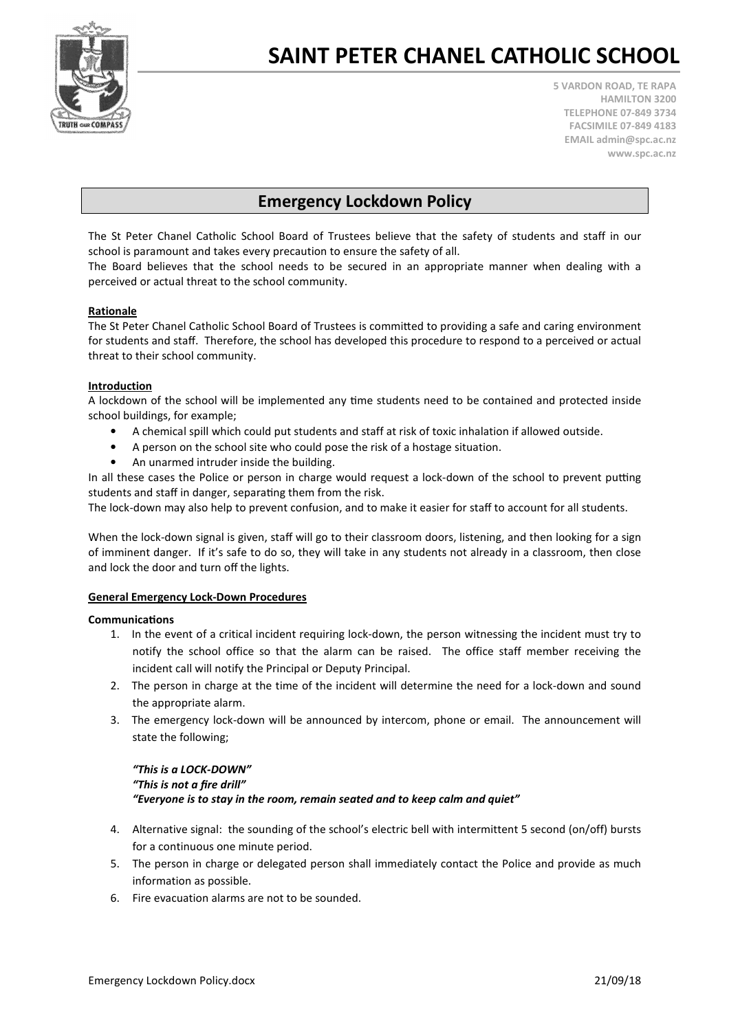# SAINT PETER CHANEL CATHOLIC SCHOOL

5 VARDON ROAD, TE RAPA
HAMILTON 3200
TELEPHONE 07-849 3734
FACSIMILE 07-849 4183
EMAIL admin@spc.ac.nz
www.spc.ac.nz

## Emergency Lockdown Policy

The St Peter Chanel Catholic School Board of Trustees believe that the safety of students and staff in our school is paramount and takes every precaution to ensure the safety of all.
The Board believes that the school needs to be secured in an appropriate manner when dealing with a perceived or actual threat to the school community.

**Rationale**
The St Peter Chanel Catholic School Board of Trustees is committed to providing a safe and caring environment for students and staff. Therefore, the school has developed this procedure to respond to a perceived or actual threat to their school community.

**Introduction**
A lockdown of the school will be implemented any time students need to be contained and protected inside school buildings, for example;

- A chemical spill which could put students and staff at risk of toxic inhalation if allowed outside.
- A person on the school site who could pose the risk of a hostage situation.
- An unarmed intruder inside the building.

In all these cases the Police or person in charge would request a lock-down of the school to prevent putting students and staff in danger, separating them from the risk.
The lock-down may also help to prevent confusion, and to make it easier for staff to account for all students.

When the lock-down signal is given, staff will go to their classroom doors, listening, and then looking for a sign of imminent danger. If it's safe to do so, they will take in any students not already in a classroom, then close and lock the door and turn off the lights.

**General Emergency Lock-Down Procedures**

**Communications**

1. In the event of a critical incident requiring lock-down, the person witnessing the incident must try to notify the school office so that the alarm can be raised. The office staff member receiving the incident call will notify the Principal or Deputy Principal.
2. The person in charge at the time of the incident will determine the need for a lock-down and sound the appropriate alarm.
3. The emergency lock-down will be announced by intercom, phone or email. The announcement will state the following;

   ***"This is a LOCK-DOWN"***
   ***"This is not a fire drill"***
   ***"Everyone is to stay in the room, remain seated and to keep calm and quiet"***

4. Alternative signal: the sounding of the school's electric bell with intermittent 5 second (on/off) bursts for a continuous one minute period.
5. The person in charge or delegated person shall immediately contact the Police and provide as much information as possible.
6. Fire evacuation alarms are not to be sounded.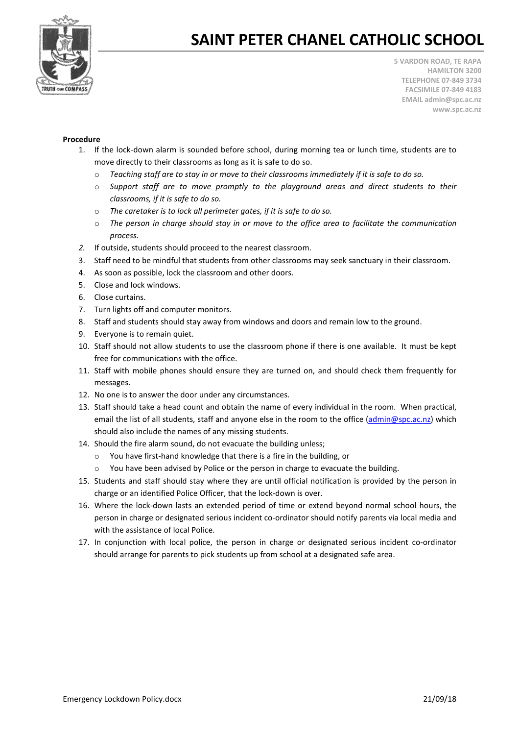**Procedure**

1. If the lock-down alarm is sounded before school, during morning tea or lunch time, students are to move directly to their classrooms as long as it is safe to do so.
    - *Teaching staff are to stay in or move to their classrooms immediately if it is safe to do so.*
    - *Support staff are to move promptly to the playground areas and direct students to their classrooms, if it is safe to do so.*
    - *The caretaker is to lock all perimeter gates, if it is safe to do so.*
    - *The person in charge should stay in or move to the office area to facilitate the communication process.*
2. If outside, students should proceed to the nearest classroom.
3. Staff need to be mindful that students from other classrooms may seek sanctuary in their classroom.
4. As soon as possible, lock the classroom and other doors.
5. Close and lock windows.
6. Close curtains.
7. Turn lights off and computer monitors.
8. Staff and students should stay away from windows and doors and remain low to the ground.
9. Everyone is to remain quiet.
10. Staff should not allow students to use the classroom phone if there is one available. It must be kept free for communications with the office.
11. Staff with mobile phones should ensure they are turned on, and should check them frequently for messages.
12. No one is to answer the door under any circumstances.
13. Staff should take a head count and obtain the name of every individual in the room. When practical, email the list of all students, staff and anyone else in the room to the office (admin@spc.ac.nz) which should also include the names of any missing students.
14. Should the fire alarm sound, do not evacuate the building unless;
    - You have first-hand knowledge that there is a fire in the building, or
    - You have been advised by Police or the person in charge to evacuate the building.
15. Students and staff should stay where they are until official notification is provided by the person in charge or an identified Police Officer, that the lock-down is over.
16. Where the lock-down lasts an extended period of time or extend beyond normal school hours, the person in charge or designated serious incident co-ordinator should notify parents via local media and with the assistance of local Police.
17. In conjunction with local police, the person in charge or designated serious incident co-ordinator should arrange for parents to pick students up from school at a designated safe area.